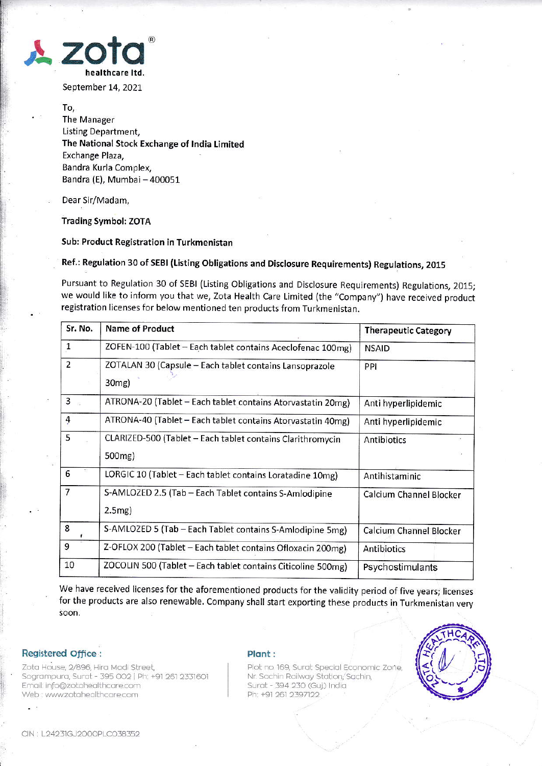**zota**®
**healthcare ltd.**

September 14, 2021

To,
The Manager
Listing Department,
**The National Stock Exchange of India Limited**
Exchange Plaza,
Bandra Kurla Complex,
Bandra (E), Mumbai – 400051

Dear Sir/Madam,

**Trading Symbol: ZOTA**

**Sub: Product Registration in Turkmenistan**

**Ref.: Regulation 30 of SEBI (Listing Obligations and Disclosure Requirements) Regulations, 2015**

Pursuant to Regulation 30 of SEBI (Listing Obligations and Disclosure Requirements) Regulations, 2015; we would like to inform you that we, Zota Health Care Limited (the "Company") have received product registration licenses for below mentioned ten products from Turkmenistan.

| Sr. No. | Name of Product | Therapeutic Category |
|---|---|---|
| 1 | ZOFEN-100 (Tablet – Each tablet contains Aceclofenac 100mg) | NSAID |
| 2 | ZOTALAN 30 (Capsule – Each tablet contains Lansoprazole 30mg) | PPI |
| 3 | ATRONA-20 (Tablet – Each tablet contains Atorvastatin 20mg) | Anti hyperlipidemic |
| 4 | ATRONA-40 (Tablet – Each tablet contains Atorvastatin 40mg) | Anti hyperlipidemic |
| 5 | CLARIZED-500 (Tablet – Each tablet contains Clarithromycin 500mg) | Antibiotics |
| 6 | LORGIC 10 (Tablet – Each tablet contains Loratadine 10mg) | Antihistaminic |
| 7 | S-AMLOZED 2.5 (Tab – Each Tablet contains S-Amlodipine 2.5mg) | Calcium Channel Blocker |
| 8 | S-AMLOZED 5 (Tab – Each Tablet contains S-Amlodipine 5mg) | Calcium Channel Blocker |
| 9 | Z-OFLOX 200 (Tablet – Each tablet contains Ofloxacin 200mg) | Antibiotics |
| 10 | ZOCOLIN 500 (Tablet – Each tablet contains Citicoline 500mg) | Psychostimulants |

We have received licenses for the aforementioned products for the validity period of five years; licenses for the products are also renewable. Company shall start exporting these products in Turkmenistan very soon.

**Registered Office :**
Zota House, 2/896, Hira Modi Street,
Sagrampura, Surat - 395 002 | Ph: +91 261 2331601
Email: info@zotahealthcare.com
Web : www.zotahealthcare.com

**Plant :**
Plot no. 169, Surat Special Economic Zone,
Nr. Sachin Railway Station, Sachin,
Surat - 394 230 (Guj.) India
Ph: +91 261 2397122

CIN : L24231GJ2000PLC038352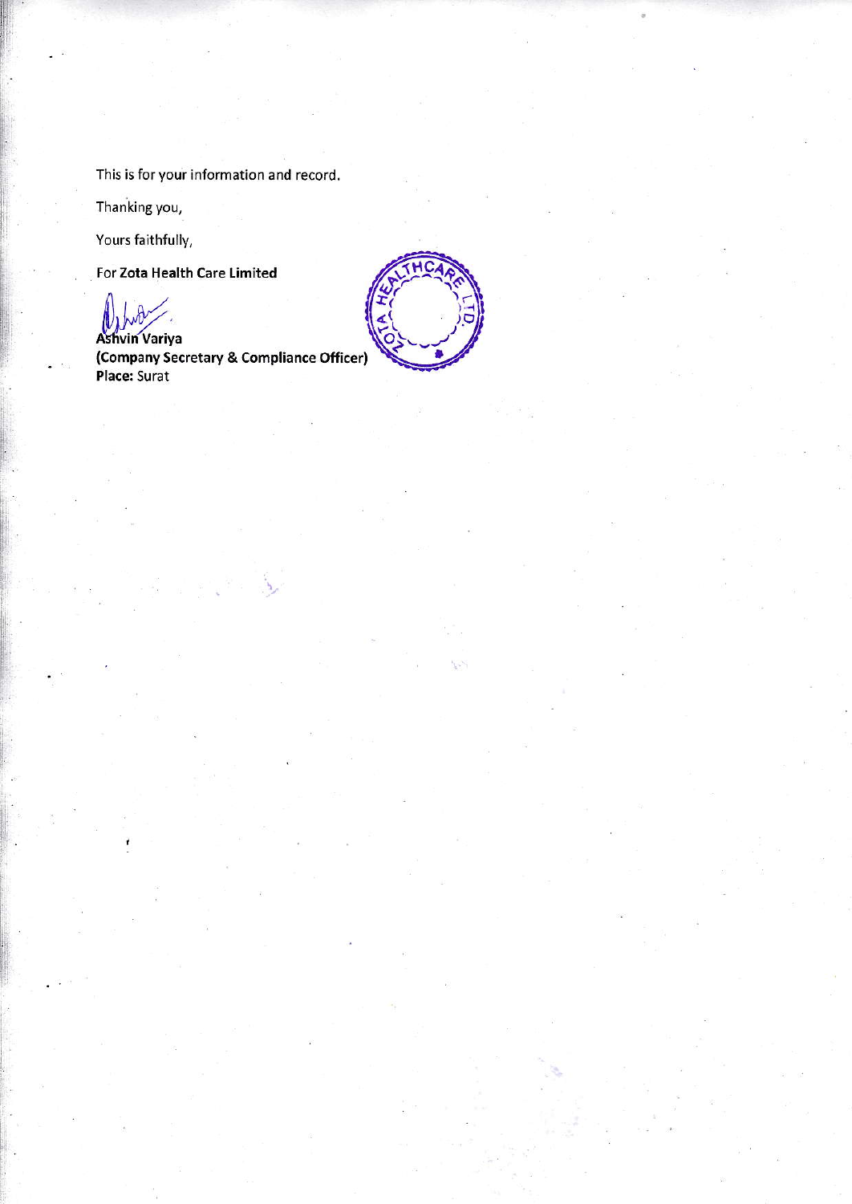This is for your information and record.

Thanking you,

Yours faithfully,

For **Zota Health Care Limited**

**Ashvin Variya**
**(Company Secretary & Compliance Officer)**
**Place:** Surat